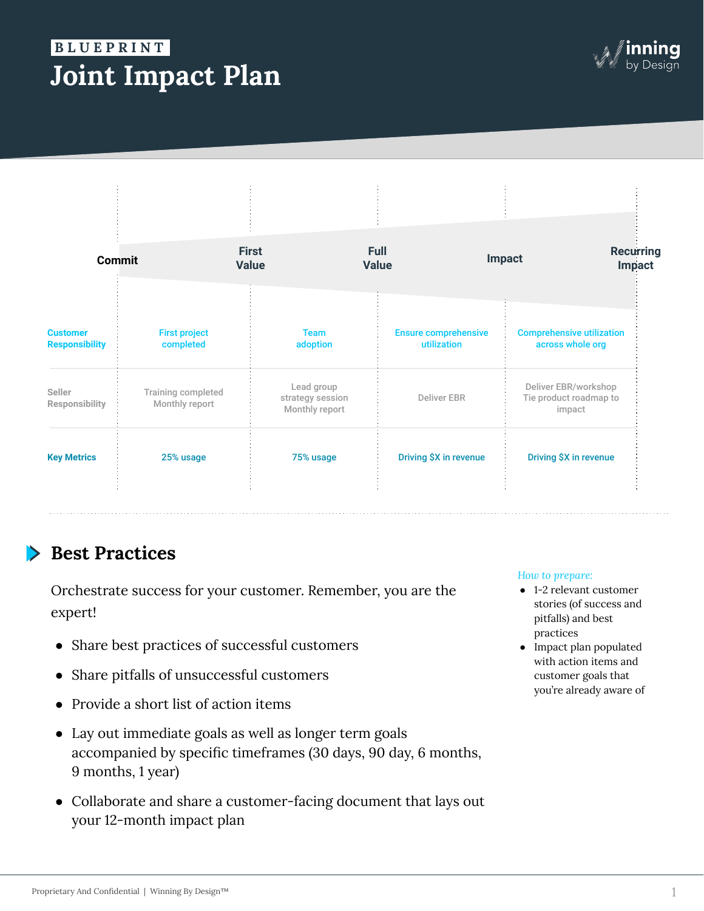**BLUEPRINT**

# Joint Impact Plan

| | Commit | First Value | Full Value | Impact | Recurring Impact |
|---|---|---|---|---|---|
| **Customer Responsibility** | First project completed | Team adoption | Ensure comprehensive utilization | Comprehensive utilization across whole org | |
| **Seller Responsibility** | Training completed Monthly report | Lead group strategy session Monthly report | Deliver EBR | Deliver EBR/workshop Tie product roadmap to impact | |
| **Key Metrics** | 25% usage | 75% usage | Driving $X in revenue | Driving $X in revenue | |

## Best Practices

Orchestrate success for your customer. Remember, you are the expert!

- Share best practices of successful customers
- Share pitfalls of unsuccessful customers
- Provide a short list of action items
- Lay out immediate goals as well as longer term goals accompanied by specific timeframes (30 days, 90 day, 6 months, 9 months, 1 year)
- Collaborate and share a customer-facing document that lays out your 12-month impact plan

*How to prepare:*

- 1-2 relevant customer stories (of success and pitfalls) and best practices
- Impact plan populated with action items and customer goals that you're already aware of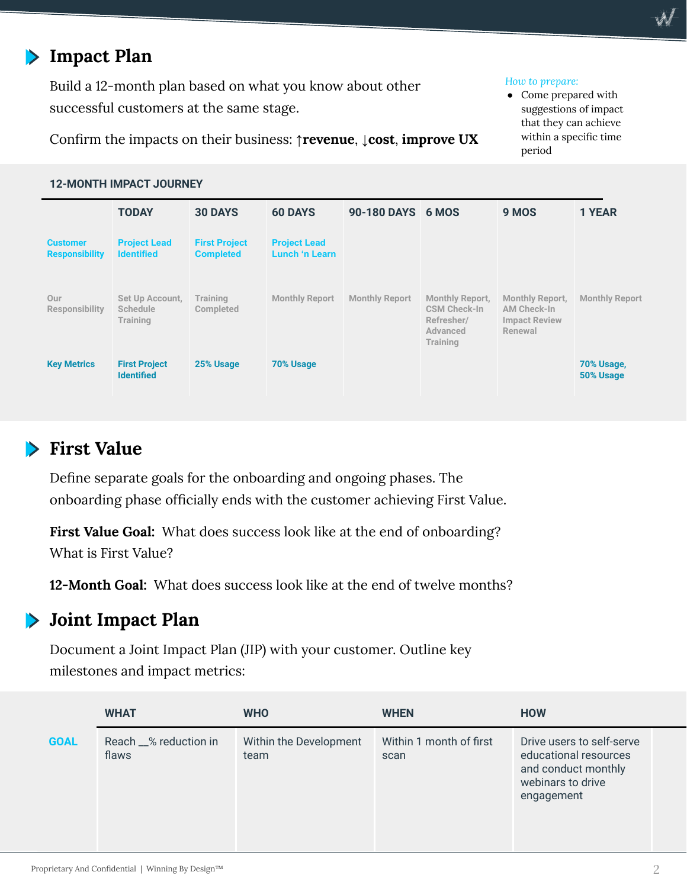## Impact Plan

Build a 12-month plan based on what you know about other successful customers at the same stage.

Confirm the impacts on their business: ↑**revenue**, ↓**cost**, **improve UX**

*How to prepare:*

- Come prepared with suggestions of impact that they can achieve within a specific time period

**12-MONTH IMPACT JOURNEY**

| | TODAY | 30 DAYS | 60 DAYS | 90-180 DAYS | 6 MOS | 9 MOS | 1 YEAR |
|---|---|---|---|---|---|---|---|
| Customer Responsibility | Project Lead Identified | First Project Completed | Project Lead Lunch 'n Learn | | | | |
| Our Responsibility | Set Up Account, Schedule Training | Training Completed | Monthly Report | Monthly Report | Monthly Report, CSM Check-In Refresher/ Advanced Training | Monthly Report, AM Check-In Impact Review Renewal | Monthly Report |
| Key Metrics | First Project Identified | 25% Usage | 70% Usage | | | | 70% Usage, 50% Usage |

## First Value

Define separate goals for the onboarding and ongoing phases. The onboarding phase officially ends with the customer achieving First Value.

**First Value Goal:** What does success look like at the end of onboarding? What is First Value?

**12-Month Goal:** What does success look like at the end of twelve months?

## Joint Impact Plan

Document a Joint Impact Plan (JIP) with your customer. Outline key milestones and impact metrics:

| | WHAT | WHO | WHEN | HOW |
|---|---|---|---|---|
| GOAL | Reach __% reduction in flaws | Within the Development team | Within 1 month of first scan | Drive users to self-serve educational resources and conduct monthly webinars to drive engagement |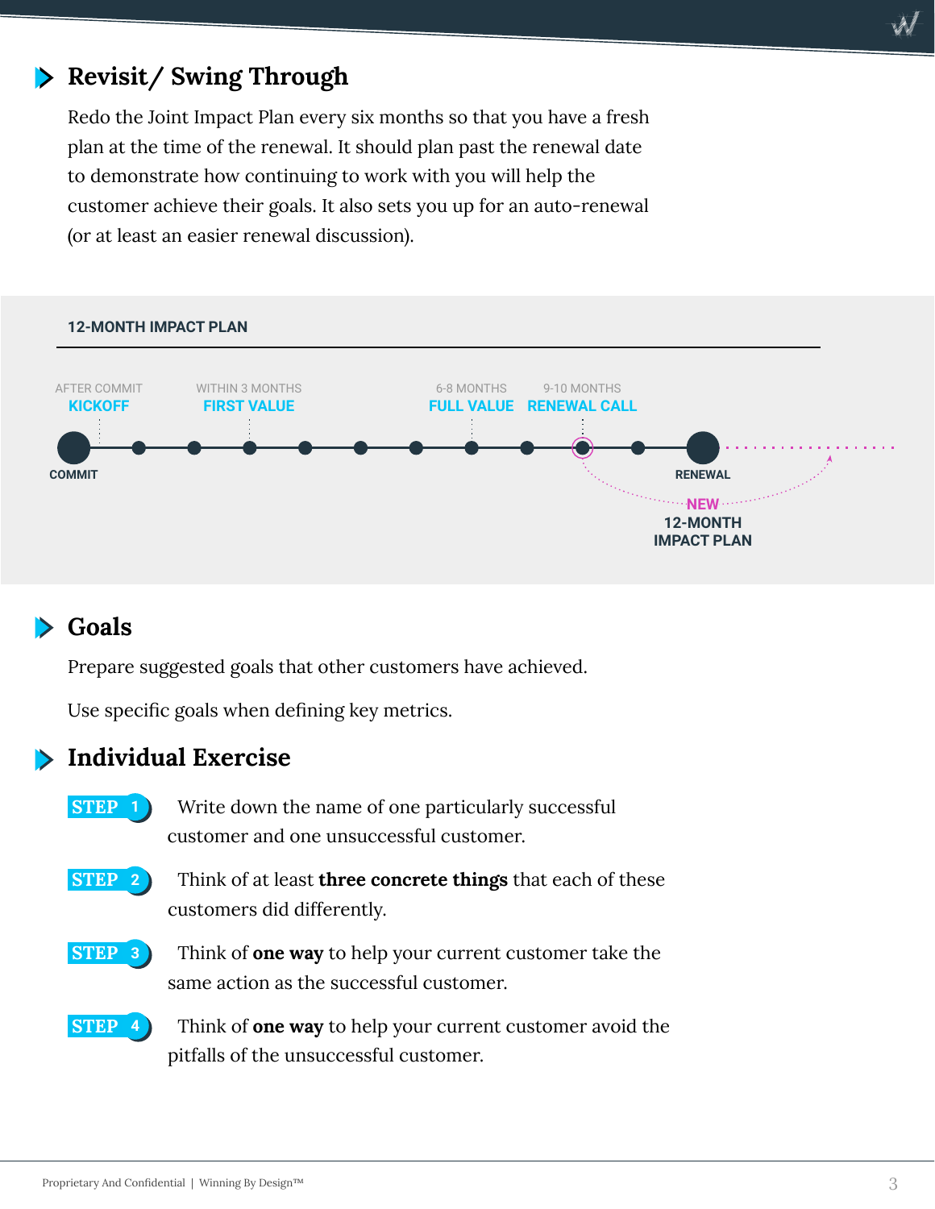## Revisit/ Swing Through

Redo the Joint Impact Plan every six months so that you have a fresh plan at the time of the renewal. It should plan past the renewal date to demonstrate how continuing to work with you will help the customer achieve their goals. It also sets you up for an auto-renewal (or at least an easier renewal discussion).

**12-MONTH IMPACT PLAN**

AFTER COMMIT — **KICKOFF**

WITHIN 3 MONTHS — **FIRST VALUE**

6-8 MONTHS — **FULL VALUE**

9-10 MONTHS — **RENEWAL CALL**

COMMIT

RENEWAL

**NEW 12-MONTH IMPACT PLAN**

## Goals

Prepare suggested goals that other customers have achieved.

Use specific goals when defining key metrics.

## Individual Exercise

**STEP 1** Write down the name of one particularly successful customer and one unsuccessful customer.

**STEP 2** Think of at least **three concrete things** that each of these customers did differently.

**STEP 3** Think of **one way** to help your current customer take the same action as the successful customer.

**STEP 4** Think of **one way** to help your current customer avoid the pitfalls of the unsuccessful customer.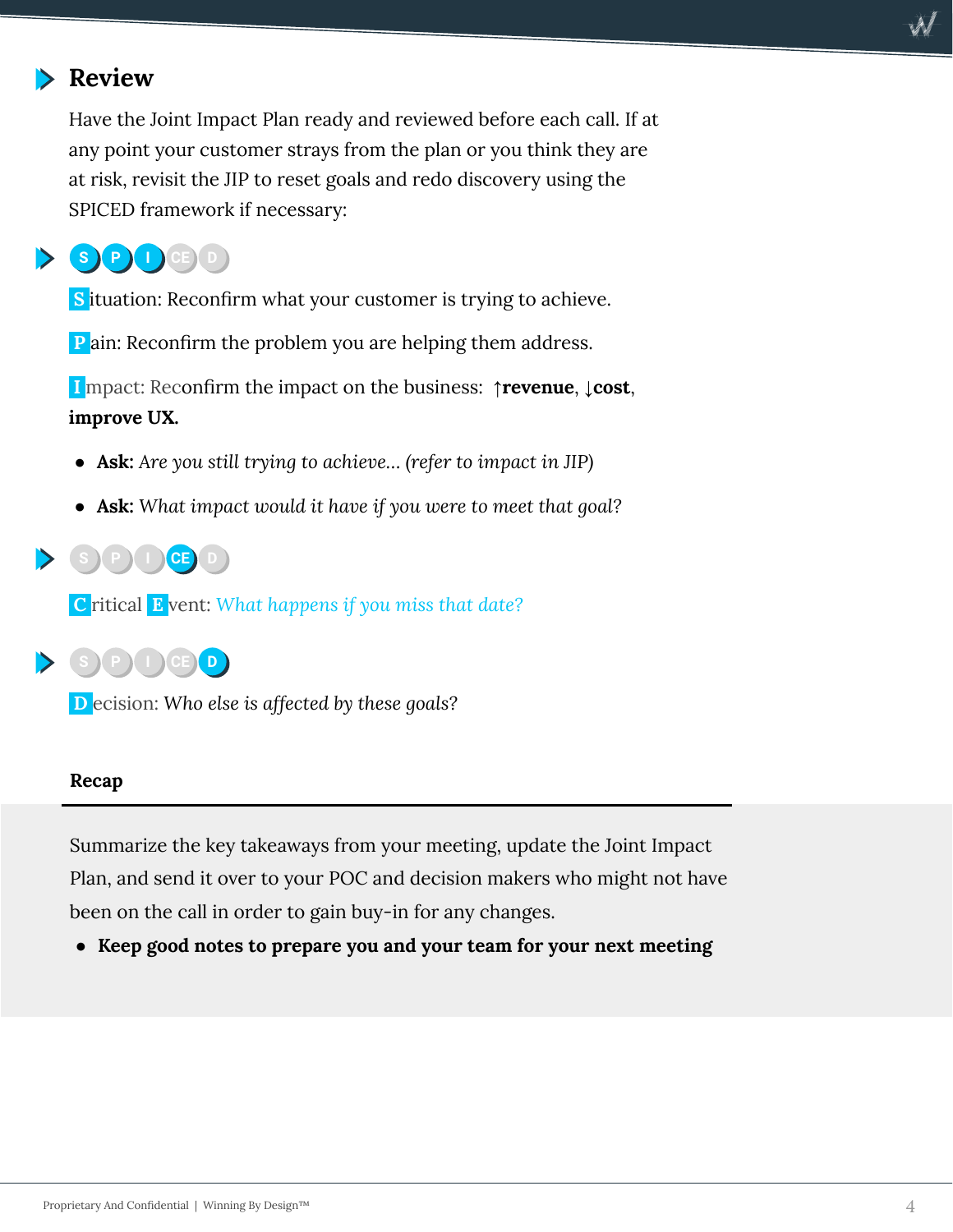## Review

Have the Joint Impact Plan ready and reviewed before each call. If at any point your customer strays from the plan or you think they are at risk, revisit the JIP to reset goals and redo discovery using the SPICED framework if necessary:

### S P I CE D

**S**ituation: Reconfirm what your customer is trying to achieve.

**P**ain: Reconfirm the problem you are helping them address.

**I**mpact: Reconfirm the impact on the business: ↑**revenue**, ↓**cost**, **improve UX.**

- **Ask:** *Are you still trying to achieve… (refer to impact in JIP)*
- **Ask:** *What impact would it have if you were to meet that goal?*

### S P I CE D

**C**ritical **E**vent: *What happens if you miss that date?*

### S P I CE D

**D**ecision: *Who else is affected by these goals?*

### Recap

Summarize the key takeaways from your meeting, update the Joint Impact Plan, and send it over to your POC and decision makers who might not have been on the call in order to gain buy-in for any changes.

- **Keep good notes to prepare you and your team for your next meeting**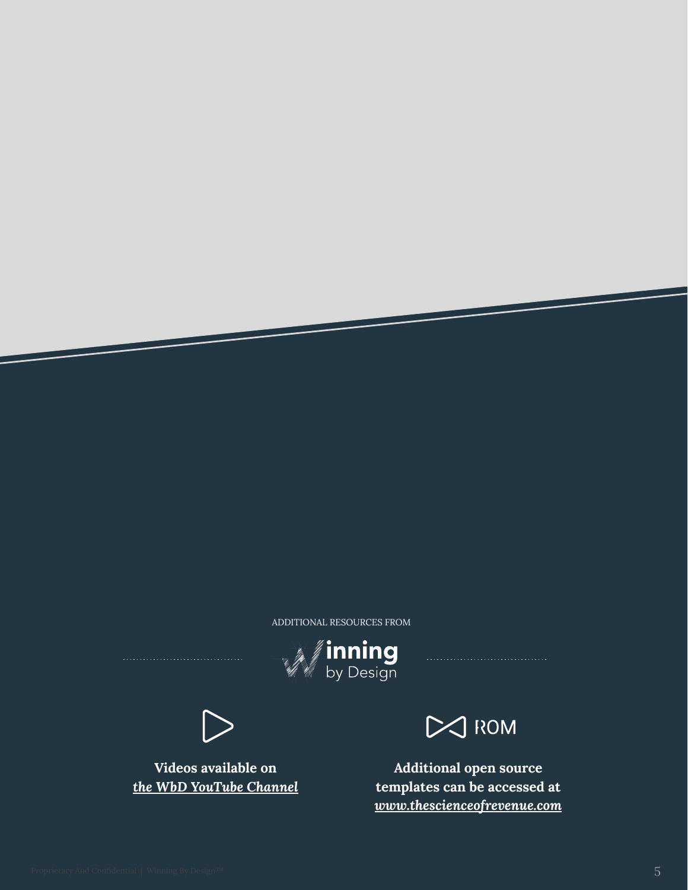ADDITIONAL RESOURCES FROM

Winning by Design

**Videos available on**
***the WbD YouTube Channel***

ROM

**Additional open source templates can be accessed at**
***www.thescienceofrevenue.com***